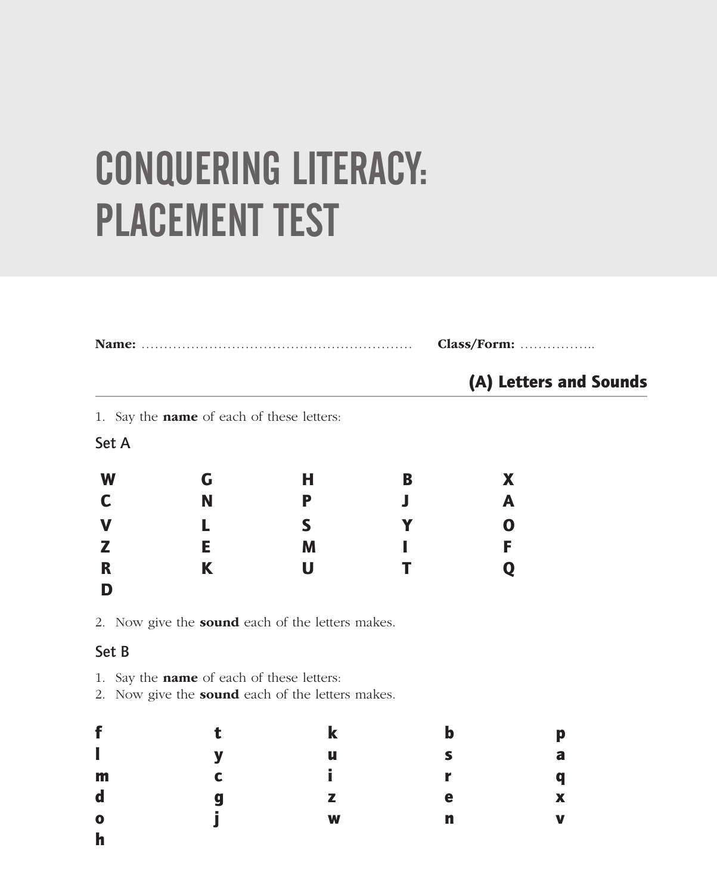# CONQUERING LITERACY: PLACEMENT TEST

**Name:** …………………………………………………… **Class/Form:** ……………..

## (A) Letters and Sounds

1. Say the **name** of each of these letters:

### Set A

| | | | | |
|---|---|---|---|---|
| **W** | **G** | **H** | **B** | **X** |
| **C** | **N** | **P** | **J** | **A** |
| **V** | **L** | **S** | **Y** | **O** |
| **Z** | **E** | **M** | **I** | **F** |
| **R** | **K** | **U** | **T** | **Q** |
| **D** | | | | |

2. Now give the **sound** each of the letters makes.

### Set B

1. Say the **name** of each of these letters:
2. Now give the **sound** each of the letters makes.

| | | | | |
|---|---|---|---|---|
| **f** | **t** | **k** | **b** | **p** |
| **l** | **y** | **u** | **s** | **a** |
| **m** | **c** | **i** | **r** | **q** |
| **d** | **g** | **z** | **e** | **x** |
| **o** | **j** | **w** | **n** | **v** |
| **h** | | | | |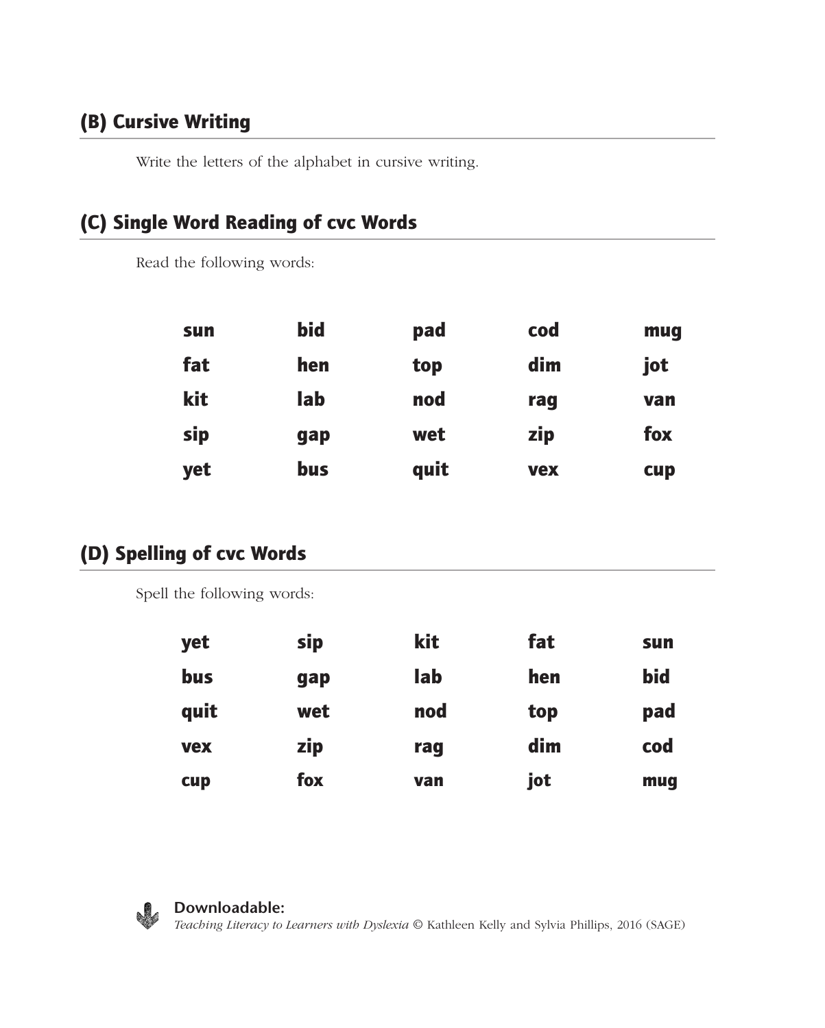## (B) Cursive Writing

Write the letters of the alphabet in cursive writing.

## (C) Single Word Reading of cvc Words

Read the following words:

| | | | | |
|---|---|---|---|---|
| **sun** | **bid** | **pad** | **cod** | **mug** |
| **fat** | **hen** | **top** | **dim** | **jot** |
| **kit** | **lab** | **nod** | **rag** | **van** |
| **sip** | **gap** | **wet** | **zip** | **fox** |
| **yet** | **bus** | **quit** | **vex** | **cup** |

## (D) Spelling of cvc Words

Spell the following words:

| | | | | |
|---|---|---|---|---|
| **yet** | **sip** | **kit** | **fat** | **sun** |
| **bus** | **gap** | **lab** | **hen** | **bid** |
| **quit** | **wet** | **nod** | **top** | **pad** |
| **vex** | **zip** | **rag** | **dim** | **cod** |
| **cup** | **fox** | **van** | **jot** | **mug** |

**Downloadable:**
*Teaching Literacy to Learners with Dyslexia* © Kathleen Kelly and Sylvia Phillips, 2016 (SAGE)